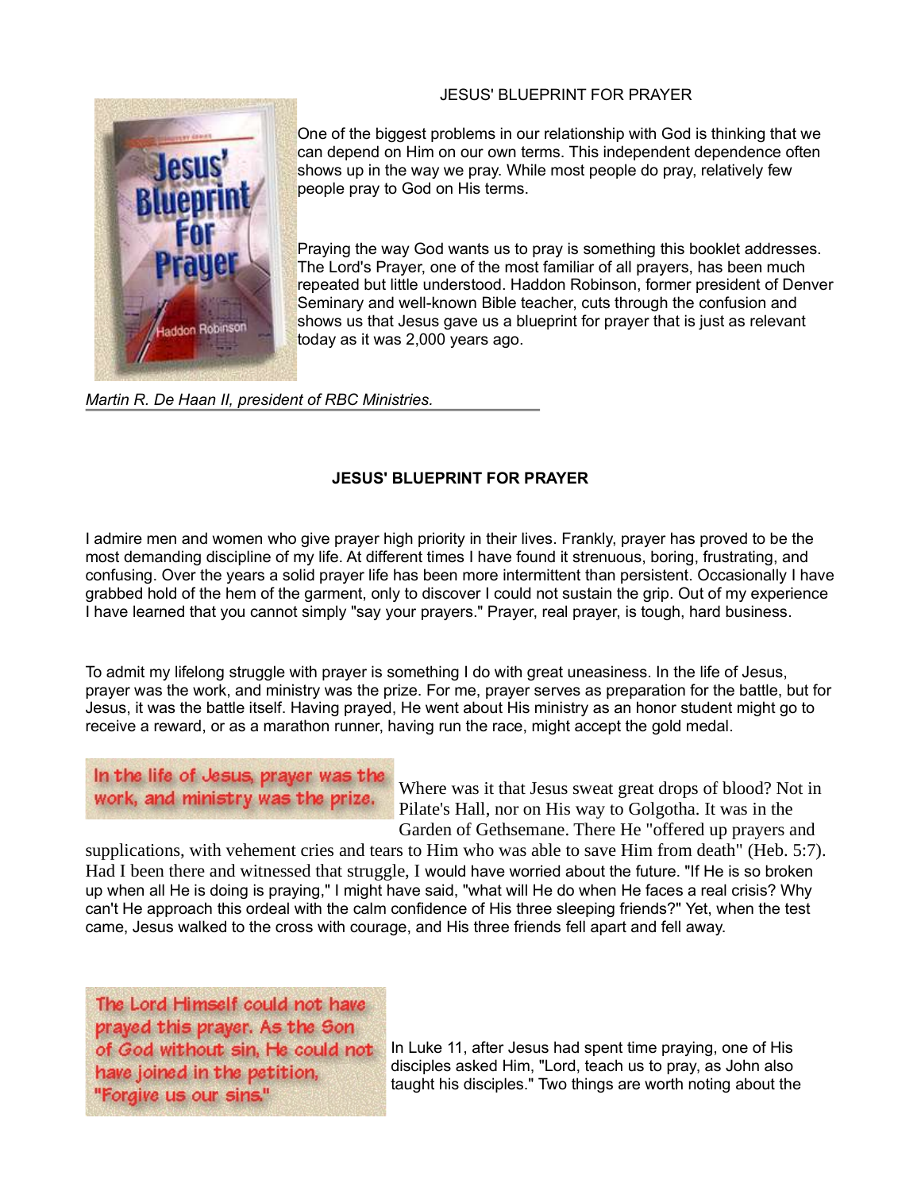JESUS' BLUEPRINT FOR PRAYER

One of the biggest problems in our relationship with God is thinking that we can depend on Him on our own terms. This independent dependence often shows up in the way we pray. While most people do pray, relatively few people pray to God on His terms.

Praying the way God wants us to pray is something this booklet addresses. The Lord's Prayer, one of the most familiar of all prayers, has been much repeated but little understood. Haddon Robinson, former president of Denver Seminary and well-known Bible teacher, cuts through the confusion and shows us that Jesus gave us a blueprint for prayer that is just as relevant today as it was 2,000 years ago.

*Martin R. De Haan II, president of RBC Ministries.*

## JESUS' BLUEPRINT FOR PRAYER

I admire men and women who give prayer high priority in their lives. Frankly, prayer has proved to be the most demanding discipline of my life. At different times I have found it strenuous, boring, frustrating, and confusing. Over the years a solid prayer life has been more intermittent than persistent. Occasionally I have grabbed hold of the hem of the garment, only to discover I could not sustain the grip. Out of my experience I have learned that you cannot simply "say your prayers." Prayer, real prayer, is tough, hard business.

To admit my lifelong struggle with prayer is something I do with great uneasiness. In the life of Jesus, prayer was the work, and ministry was the prize. For me, prayer serves as preparation for the battle, but for Jesus, it was the battle itself. Having prayed, He went about His ministry as an honor student might go to receive a reward, or as a marathon runner, having run the race, might accept the gold medal.

In the life of Jesus, prayer was the work, and ministry was the prize.

Where was it that Jesus sweat great drops of blood? Not in Pilate's Hall, nor on His way to Golgotha. It was in the Garden of Gethsemane. There He "offered up prayers and supplications, with vehement cries and tears to Him who was able to save Him from death" (Heb. 5:7). Had I been there and witnessed that struggle, I would have worried about the future. "If He is so broken up when all He is doing is praying," I might have said, "what will He do when He faces a real crisis? Why can't He approach this ordeal with the calm confidence of His three sleeping friends?" Yet, when the test came, Jesus walked to the cross with courage, and His three friends fell apart and fell away.

The Lord Himself could not have prayed this prayer. As the Son of God without sin, He could not have joined in the petition, "Forgive us our sins."

In Luke 11, after Jesus had spent time praying, one of His disciples asked Him, "Lord, teach us to pray, as John also taught his disciples." Two things are worth noting about the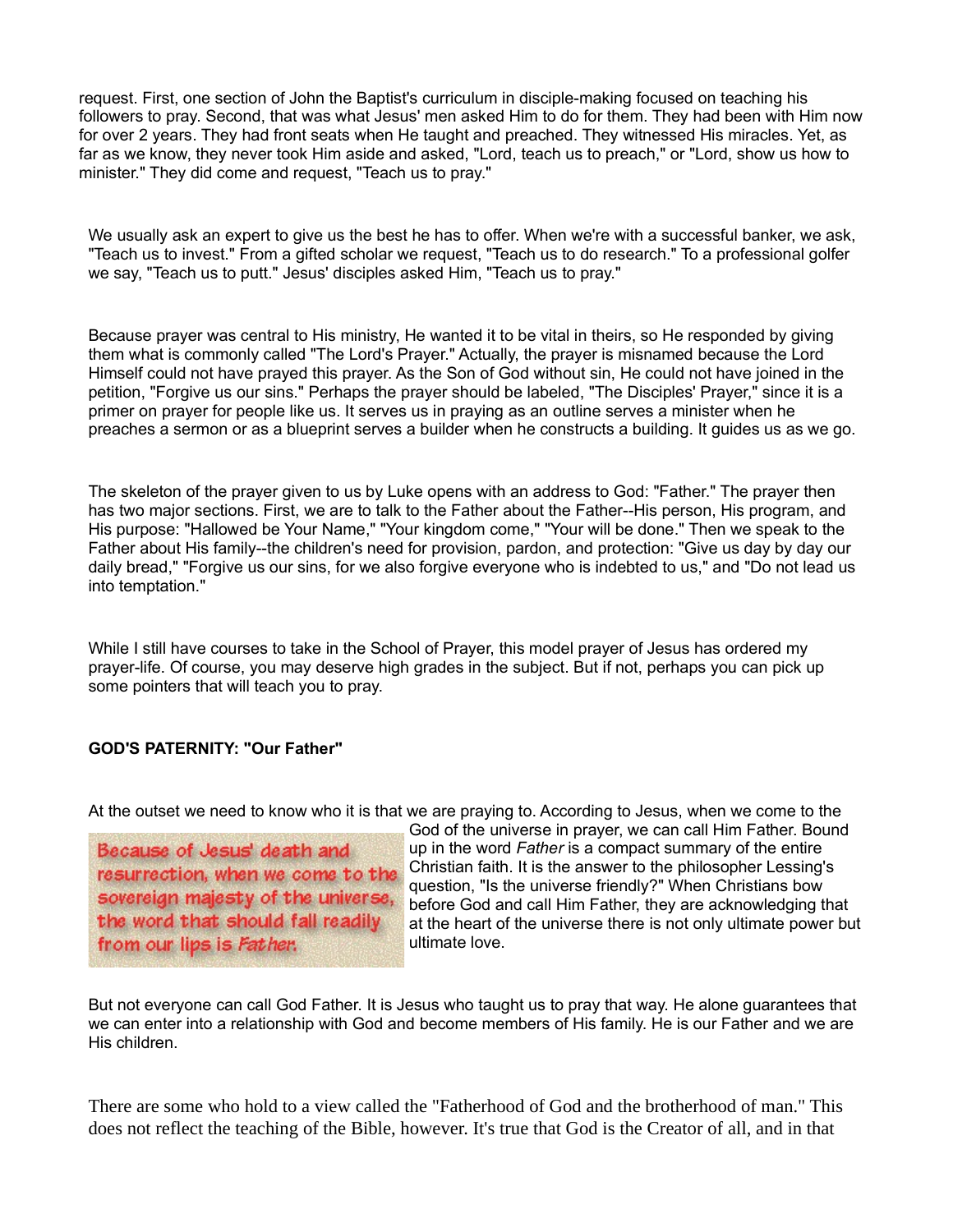request. First, one section of John the Baptist's curriculum in disciple-making focused on teaching his followers to pray. Second, that was what Jesus' men asked Him to do for them. They had been with Him now for over 2 years. They had front seats when He taught and preached. They witnessed His miracles. Yet, as far as we know, they never took Him aside and asked, "Lord, teach us to preach," or "Lord, show us how to minister." They did come and request, "Teach us to pray."

We usually ask an expert to give us the best he has to offer. When we're with a successful banker, we ask, "Teach us to invest." From a gifted scholar we request, "Teach us to do research." To a professional golfer we say, "Teach us to putt." Jesus' disciples asked Him, "Teach us to pray."

Because prayer was central to His ministry, He wanted it to be vital in theirs, so He responded by giving them what is commonly called "The Lord's Prayer." Actually, the prayer is misnamed because the Lord Himself could not have prayed this prayer. As the Son of God without sin, He could not have joined in the petition, "Forgive us our sins." Perhaps the prayer should be labeled, "The Disciples' Prayer," since it is a primer on prayer for people like us. It serves us in praying as an outline serves a minister when he preaches a sermon or as a blueprint serves a builder when he constructs a building. It guides us as we go.

The skeleton of the prayer given to us by Luke opens with an address to God: "Father." The prayer then has two major sections. First, we are to talk to the Father about the Father--His person, His program, and His purpose: "Hallowed be Your Name," "Your kingdom come," "Your will be done." Then we speak to the Father about His family--the children's need for provision, pardon, and protection: "Give us day by day our daily bread," "Forgive us our sins, for we also forgive everyone who is indebted to us," and "Do not lead us into temptation."

While I still have courses to take in the School of Prayer, this model prayer of Jesus has ordered my prayer-life. Of course, you may deserve high grades in the subject. But if not, perhaps you can pick up some pointers that will teach you to pray.

**GOD'S PATERNITY: "Our Father"**

At the outset we need to know who it is that we are praying to. According to Jesus, when we come to the God of the universe in prayer, we can call Him Father. Bound up in the word *Father* is a compact summary of the entire Christian faith. It is the answer to the philosopher Lessing's question, "Is the universe friendly?" When Christians bow before God and call Him Father, they are acknowledging that at the heart of the universe there is not only ultimate power but ultimate love.

> Because of Jesus' death and resurrection, when we come to the sovereign majesty of the universe, the word that should fall readily from our lips is *Father*.

But not everyone can call God Father. It is Jesus who taught us to pray that way. He alone guarantees that we can enter into a relationship with God and become members of His family. He is our Father and we are His children.

There are some who hold to a view called the "Fatherhood of God and the brotherhood of man." This does not reflect the teaching of the Bible, however. It's true that God is the Creator of all, and in that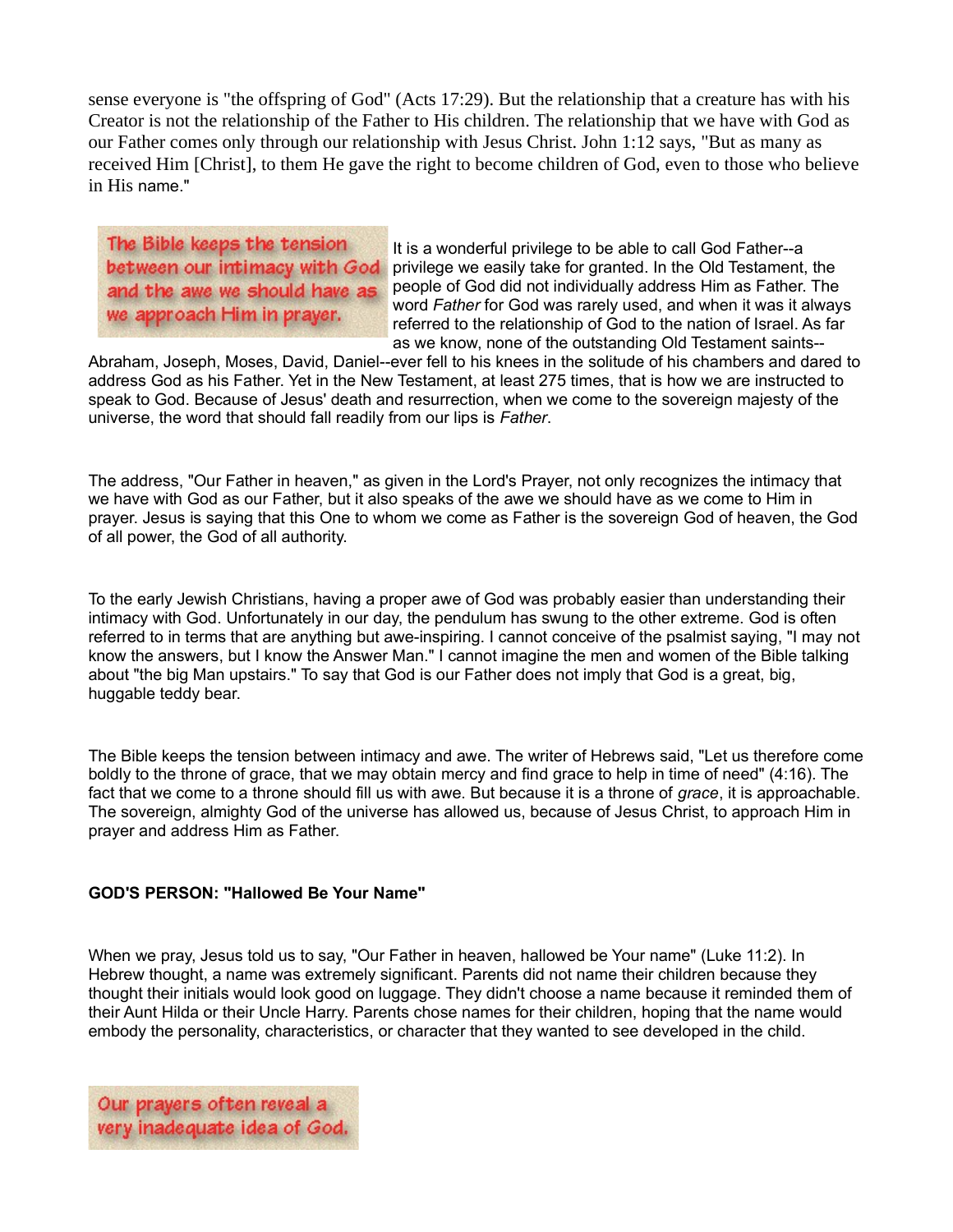sense everyone is "the offspring of God" (Acts 17:29). But the relationship that a creature has with his Creator is not the relationship of the Father to His children. The relationship that we have with God as our Father comes only through our relationship with Jesus Christ. John 1:12 says, "But as many as received Him [Christ], to them He gave the right to become children of God, even to those who believe in His name."

The Bible keeps the tension between our intimacy with God and the awe we should have as we approach Him in prayer.

It is a wonderful privilege to be able to call God Father--a privilege we easily take for granted. In the Old Testament, the people of God did not individually address Him as Father. The word *Father* for God was rarely used, and when it was it always referred to the relationship of God to the nation of Israel. As far as we know, none of the outstanding Old Testament saints--Abraham, Joseph, Moses, David, Daniel--ever fell to his knees in the solitude of his chambers and dared to address God as his Father. Yet in the New Testament, at least 275 times, that is how we are instructed to speak to God. Because of Jesus' death and resurrection, when we come to the sovereign majesty of the universe, the word that should fall readily from our lips is *Father*.

The address, "Our Father in heaven," as given in the Lord's Prayer, not only recognizes the intimacy that we have with God as our Father, but it also speaks of the awe we should have as we come to Him in prayer. Jesus is saying that this One to whom we come as Father is the sovereign God of heaven, the God of all power, the God of all authority.

To the early Jewish Christians, having a proper awe of God was probably easier than understanding their intimacy with God. Unfortunately in our day, the pendulum has swung to the other extreme. God is often referred to in terms that are anything but awe-inspiring. I cannot conceive of the psalmist saying, "I may not know the answers, but I know the Answer Man." I cannot imagine the men and women of the Bible talking about "the big Man upstairs." To say that God is our Father does not imply that God is a great, big, huggable teddy bear.

The Bible keeps the tension between intimacy and awe. The writer of Hebrews said, "Let us therefore come boldly to the throne of grace, that we may obtain mercy and find grace to help in time of need" (4:16). The fact that we come to a throne should fill us with awe. But because it is a throne of *grace*, it is approachable. The sovereign, almighty God of the universe has allowed us, because of Jesus Christ, to approach Him in prayer and address Him as Father.

**GOD'S PERSON: "Hallowed Be Your Name"**

When we pray, Jesus told us to say, "Our Father in heaven, hallowed be Your name" (Luke 11:2). In Hebrew thought, a name was extremely significant. Parents did not name their children because they thought their initials would look good on luggage. They didn't choose a name because it reminded them of their Aunt Hilda or their Uncle Harry. Parents chose names for their children, hoping that the name would embody the personality, characteristics, or character that they wanted to see developed in the child.

Our prayers often reveal a very inadequate idea of God.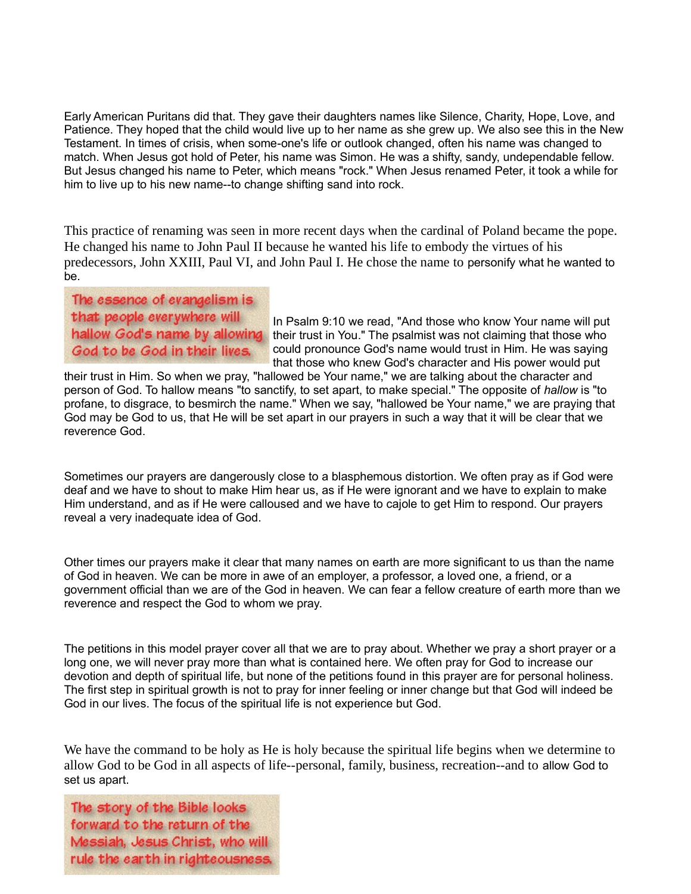Early American Puritans did that. They gave their daughters names like Silence, Charity, Hope, Love, and Patience. They hoped that the child would live up to her name as she grew up. We also see this in the New Testament. In times of crisis, when some-one's life or outlook changed, often his name was changed to match. When Jesus got hold of Peter, his name was Simon. He was a shifty, sandy, undependable fellow. But Jesus changed his name to Peter, which means "rock." When Jesus renamed Peter, it took a while for him to live up to his new name--to change shifting sand into rock.

This practice of renaming was seen in more recent days when the cardinal of Poland became the pope. He changed his name to John Paul II because he wanted his life to embody the virtues of his predecessors, John XXIII, Paul VI, and John Paul I. He chose the name to personify what he wanted to be.

**The essence of evangelism is that people everywhere will hallow God's name by allowing God to be God in their lives.**

In Psalm 9:10 we read, "And those who know Your name will put their trust in You." The psalmist was not claiming that those who could pronounce God's name would trust in Him. He was saying that those who knew God's character and His power would put their trust in Him. So when we pray, "hallowed be Your name," we are talking about the character and person of God. To hallow means "to sanctify, to set apart, to make special." The opposite of *hallow* is "to profane, to disgrace, to besmirch the name." When we say, "hallowed be Your name," we are praying that God may be God to us, that He will be set apart in our prayers in such a way that it will be clear that we reverence God.

Sometimes our prayers are dangerously close to a blasphemous distortion. We often pray as if God were deaf and we have to shout to make Him hear us, as if He were ignorant and we have to explain to make Him understand, and as if He were calloused and we have to cajole to get Him to respond. Our prayers reveal a very inadequate idea of God.

Other times our prayers make it clear that many names on earth are more significant to us than the name of God in heaven. We can be more in awe of an employer, a professor, a loved one, a friend, or a government official than we are of the God in heaven. We can fear a fellow creature of earth more than we reverence and respect the God to whom we pray.

The petitions in this model prayer cover all that we are to pray about. Whether we pray a short prayer or a long one, we will never pray more than what is contained here. We often pray for God to increase our devotion and depth of spiritual life, but none of the petitions found in this prayer are for personal holiness. The first step in spiritual growth is not to pray for inner feeling or inner change but that God will indeed be God in our lives. The focus of the spiritual life is not experience but God.

We have the command to be holy as He is holy because the spiritual life begins when we determine to allow God to be God in all aspects of life--personal, family, business, recreation--and to allow God to set us apart.

**The story of the Bible looks forward to the return of the Messiah, Jesus Christ, who will rule the earth in righteousness.**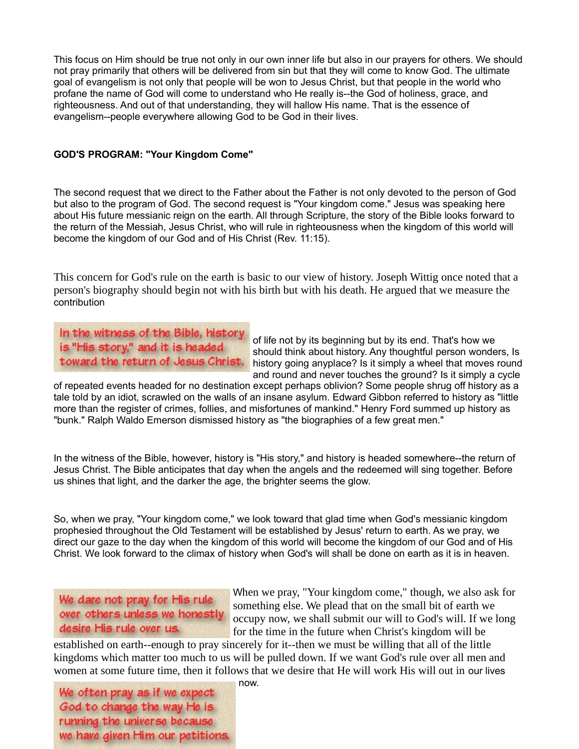This focus on Him should be true not only in our own inner life but also in our prayers for others. We should not pray primarily that others will be delivered from sin but that they will come to know God. The ultimate goal of evangelism is not only that people will be won to Jesus Christ, but that people in the world who profane the name of God will come to understand who He really is--the God of holiness, grace, and righteousness. And out of that understanding, they will hallow His name. That is the essence of evangelism--people everywhere allowing God to be God in their lives.

**GOD'S PROGRAM: "Your Kingdom Come"**

The second request that we direct to the Father about the Father is not only devoted to the person of God but also to the program of God. The second request is "Your kingdom come." Jesus was speaking here about His future messianic reign on the earth. All through Scripture, the story of the Bible looks forward to the return of the Messiah, Jesus Christ, who will rule in righteousness when the kingdom of this world will become the kingdom of our God and of His Christ (Rev. 11:15).

This concern for God's rule on the earth is basic to our view of history. Joseph Wittig once noted that a person's biography should begin not with his birth but with his death. He argued that we measure the contribution of life not by its beginning but by its end. That's how we should think about history. Any thoughtful person wonders, Is history going anyplace? Is it simply a wheel that moves round and round and never touches the ground? Is it simply a cycle of repeated events headed for no destination except perhaps oblivion? Some people shrug off history as a tale told by an idiot, scrawled on the walls of an insane asylum. Edward Gibbon referred to history as "little more than the register of crimes, follies, and misfortunes of mankind." Henry Ford summed up history as "bunk." Ralph Waldo Emerson dismissed history as "the biographies of a few great men."

In the witness of the Bible, history is "His story," and it is headed toward the return of Jesus Christ.

In the witness of the Bible, however, history is "His story," and history is headed somewhere--the return of Jesus Christ. The Bible anticipates that day when the angels and the redeemed will sing together. Before us shines that light, and the darker the age, the brighter seems the glow.

So, when we pray, "Your kingdom come," we look toward that glad time when God's messianic kingdom prophesied throughout the Old Testament will be established by Jesus' return to earth. As we pray, we direct our gaze to the day when the kingdom of this world will become the kingdom of our God and of His Christ. We look forward to the climax of history when God's will shall be done on earth as it is in heaven.

We dare not pray for His rule over others unless we honestly desire His rule over us.

When we pray, "Your kingdom come," though, we also ask for something else. We plead that on the small bit of earth we occupy now, we shall submit our will to God's will. If we long for the time in the future when Christ's kingdom will be established on earth--enough to pray sincerely for it--then we must be willing that all of the little kingdoms which matter too much to us will be pulled down. If we want God's rule over all men and women at some future time, then it follows that we desire that He will work His will out in our lives now.

We often pray as if we expect God to change the way He is running the universe because we have given Him our petitions.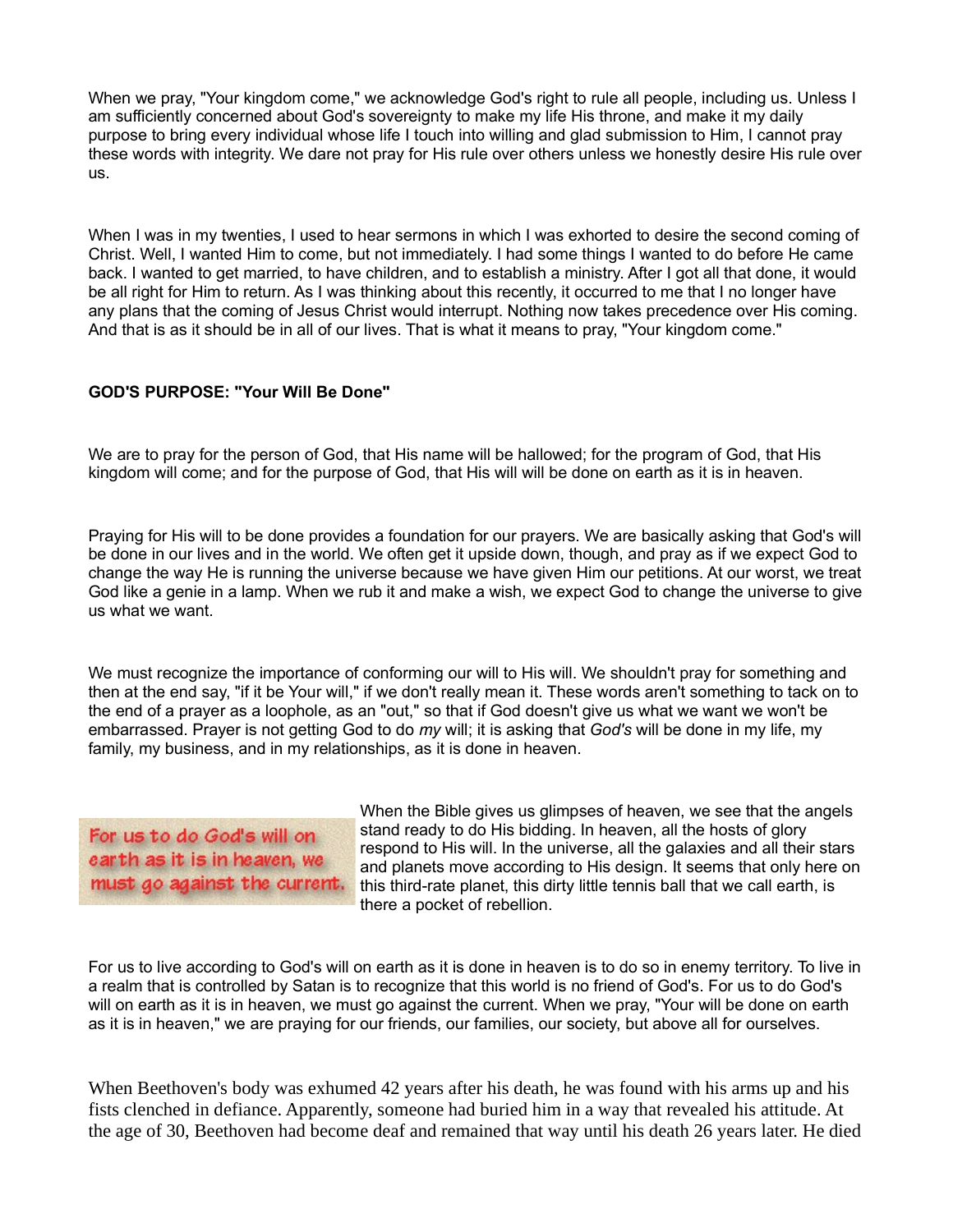When we pray, "Your kingdom come," we acknowledge God's right to rule all people, including us. Unless I am sufficiently concerned about God's sovereignty to make my life His throne, and make it my daily purpose to bring every individual whose life I touch into willing and glad submission to Him, I cannot pray these words with integrity. We dare not pray for His rule over others unless we honestly desire His rule over us.

When I was in my twenties, I used to hear sermons in which I was exhorted to desire the second coming of Christ. Well, I wanted Him to come, but not immediately. I had some things I wanted to do before He came back. I wanted to get married, to have children, and to establish a ministry. After I got all that done, it would be all right for Him to return. As I was thinking about this recently, it occurred to me that I no longer have any plans that the coming of Jesus Christ would interrupt. Nothing now takes precedence over His coming. And that is as it should be in all of our lives. That is what it means to pray, "Your kingdom come."

**GOD'S PURPOSE: "Your Will Be Done"**

We are to pray for the person of God, that His name will be hallowed; for the program of God, that His kingdom will come; and for the purpose of God, that His will will be done on earth as it is in heaven.

Praying for His will to be done provides a foundation for our prayers. We are basically asking that God's will be done in our lives and in the world. We often get it upside down, though, and pray as if we expect God to change the way He is running the universe because we have given Him our petitions. At our worst, we treat God like a genie in a lamp. When we rub it and make a wish, we expect God to change the universe to give us what we want.

We must recognize the importance of conforming our will to His will. We shouldn't pray for something and then at the end say, "if it be Your will," if we don't really mean it. These words aren't something to tack on to the end of a prayer as a loophole, as an "out," so that if God doesn't give us what we want we won't be embarrassed. Prayer is not getting God to do *my* will; it is asking that *God's* will be done in my life, my family, my business, and in my relationships, as it is done in heaven.

> For us to do God's will on earth as it is in heaven, we must go against the current.

When the Bible gives us glimpses of heaven, we see that the angels stand ready to do His bidding. In heaven, all the hosts of glory respond to His will. In the universe, all the galaxies and all their stars and planets move according to His design. It seems that only here on this third-rate planet, this dirty little tennis ball that we call earth, is there a pocket of rebellion.

For us to live according to God's will on earth as it is done in heaven is to do so in enemy territory. To live in a realm that is controlled by Satan is to recognize that this world is no friend of God's. For us to do God's will on earth as it is in heaven, we must go against the current. When we pray, "Your will be done on earth as it is in heaven," we are praying for our friends, our families, our society, but above all for ourselves.

When Beethoven's body was exhumed 42 years after his death, he was found with his arms up and his fists clenched in defiance. Apparently, someone had buried him in a way that revealed his attitude. At the age of 30, Beethoven had become deaf and remained that way until his death 26 years later. He died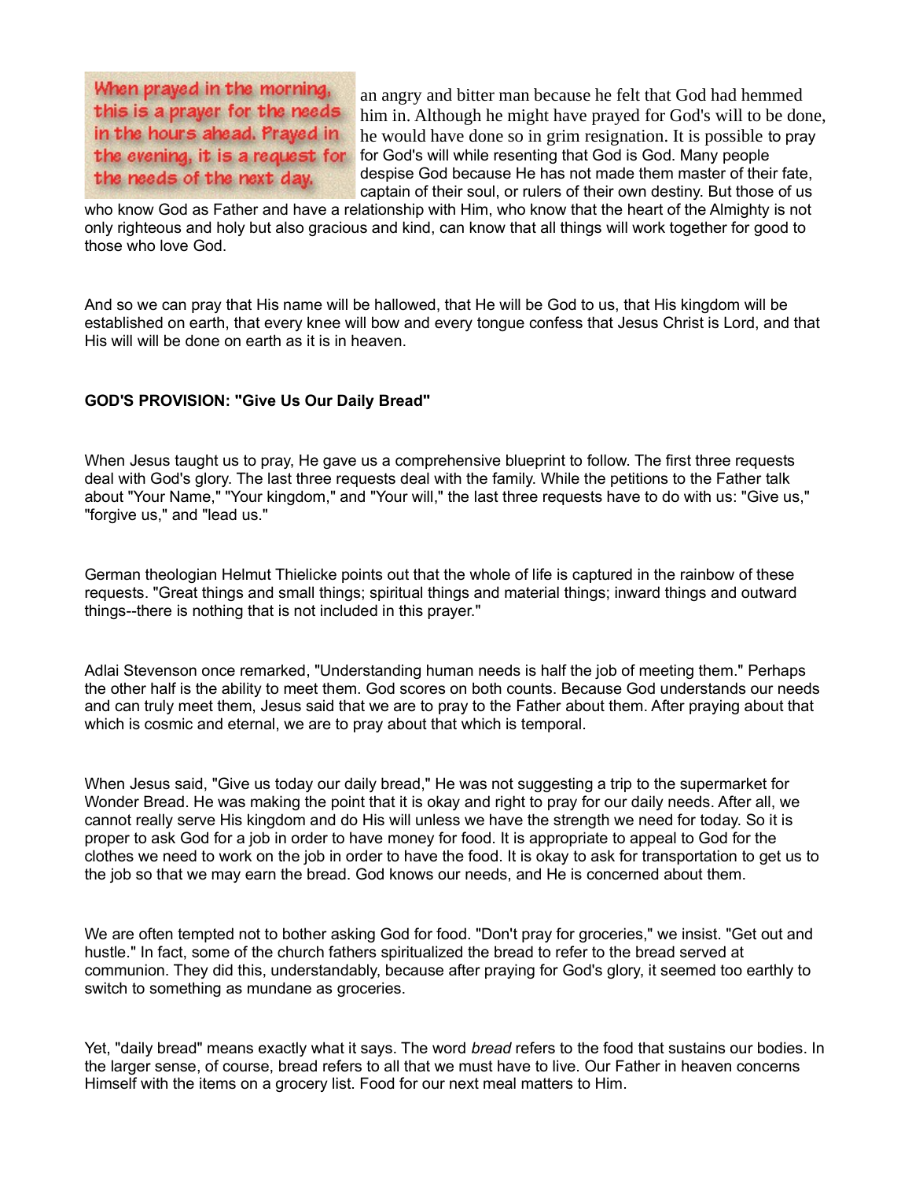When prayed in the morning, this is a prayer for the needs in the hours ahead. Prayed in the evening, it is a request for the needs of the next day.

an angry and bitter man because he felt that God had hemmed him in. Although he might have prayed for God's will to be done, he would have done so in grim resignation. It is possible to pray for God's will while resenting that God is God. Many people despise God because He has not made them master of their fate, captain of their soul, or rulers of their own destiny. But those of us who know God as Father and have a relationship with Him, who know that the heart of the Almighty is not only righteous and holy but also gracious and kind, can know that all things will work together for good to those who love God.

And so we can pray that His name will be hallowed, that He will be God to us, that His kingdom will be established on earth, that every knee will bow and every tongue confess that Jesus Christ is Lord, and that His will will be done on earth as it is in heaven.

**GOD'S PROVISION: "Give Us Our Daily Bread"**

When Jesus taught us to pray, He gave us a comprehensive blueprint to follow. The first three requests deal with God's glory. The last three requests deal with the family. While the petitions to the Father talk about "Your Name," "Your kingdom," and "Your will," the last three requests have to do with us: "Give us," "forgive us," and "lead us."

German theologian Helmut Thielicke points out that the whole of life is captured in the rainbow of these requests. "Great things and small things; spiritual things and material things; inward things and outward things--there is nothing that is not included in this prayer."

Adlai Stevenson once remarked, "Understanding human needs is half the job of meeting them." Perhaps the other half is the ability to meet them. God scores on both counts. Because God understands our needs and can truly meet them, Jesus said that we are to pray to the Father about them. After praying about that which is cosmic and eternal, we are to pray about that which is temporal.

When Jesus said, "Give us today our daily bread," He was not suggesting a trip to the supermarket for Wonder Bread. He was making the point that it is okay and right to pray for our daily needs. After all, we cannot really serve His kingdom and do His will unless we have the strength we need for today. So it is proper to ask God for a job in order to have money for food. It is appropriate to appeal to God for the clothes we need to work on the job in order to have the food. It is okay to ask for transportation to get us to the job so that we may earn the bread. God knows our needs, and He is concerned about them.

We are often tempted not to bother asking God for food. "Don't pray for groceries," we insist. "Get out and hustle." In fact, some of the church fathers spiritualized the bread to refer to the bread served at communion. They did this, understandably, because after praying for God's glory, it seemed too earthly to switch to something as mundane as groceries.

Yet, "daily bread" means exactly what it says. The word *bread* refers to the food that sustains our bodies. In the larger sense, of course, bread refers to all that we must have to live. Our Father in heaven concerns Himself with the items on a grocery list. Food for our next meal matters to Him.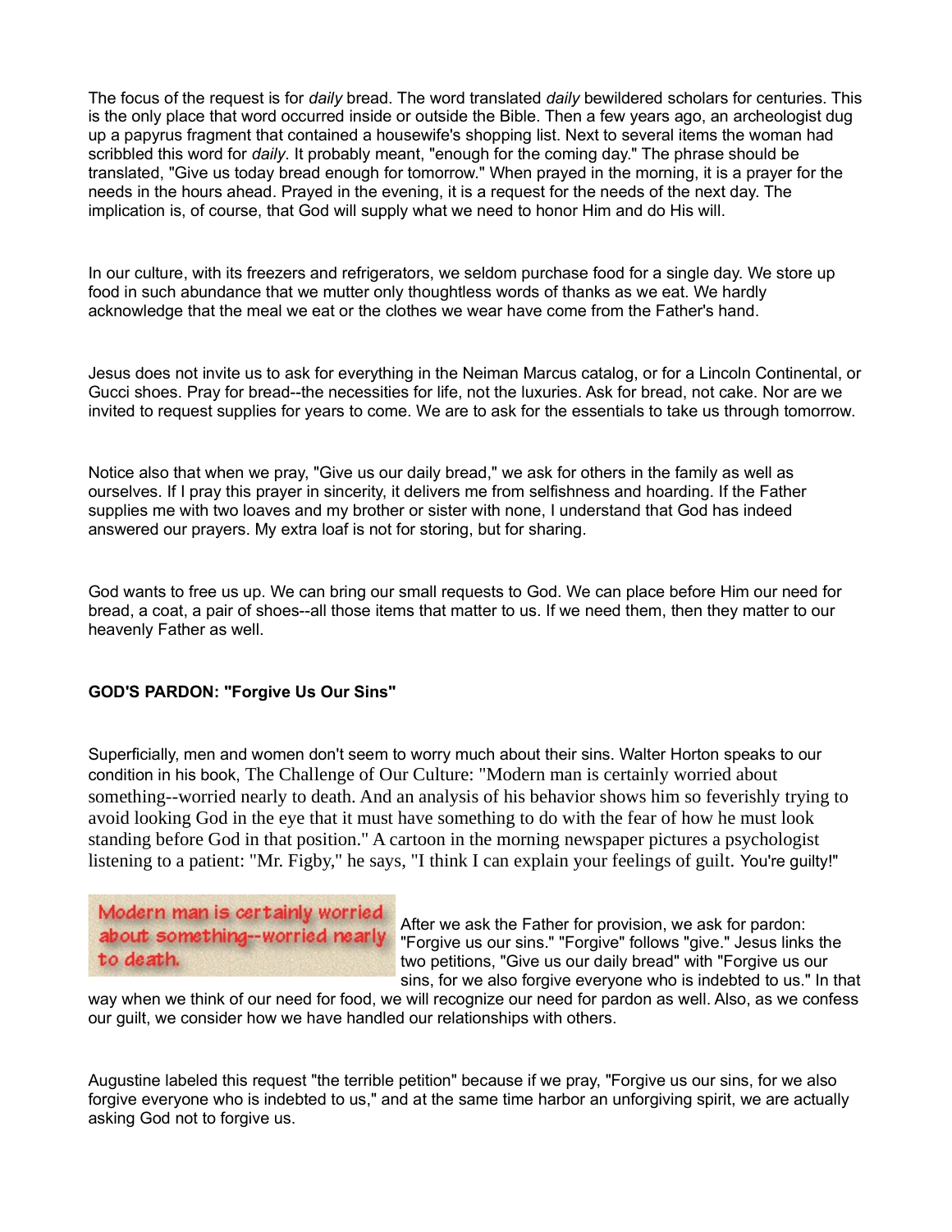The focus of the request is for *daily* bread. The word translated *daily* bewildered scholars for centuries. This is the only place that word occurred inside or outside the Bible. Then a few years ago, an archeologist dug up a papyrus fragment that contained a housewife's shopping list. Next to several items the woman had scribbled this word for *daily*. It probably meant, "enough for the coming day." The phrase should be translated, "Give us today bread enough for tomorrow." When prayed in the morning, it is a prayer for the needs in the hours ahead. Prayed in the evening, it is a request for the needs of the next day. The implication is, of course, that God will supply what we need to honor Him and do His will.

In our culture, with its freezers and refrigerators, we seldom purchase food for a single day. We store up food in such abundance that we mutter only thoughtless words of thanks as we eat. We hardly acknowledge that the meal we eat or the clothes we wear have come from the Father's hand.

Jesus does not invite us to ask for everything in the Neiman Marcus catalog, or for a Lincoln Continental, or Gucci shoes. Pray for bread--the necessities for life, not the luxuries. Ask for bread, not cake. Nor are we invited to request supplies for years to come. We are to ask for the essentials to take us through tomorrow.

Notice also that when we pray, "Give us our daily bread," we ask for others in the family as well as ourselves. If I pray this prayer in sincerity, it delivers me from selfishness and hoarding. If the Father supplies me with two loaves and my brother or sister with none, I understand that God has indeed answered our prayers. My extra loaf is not for storing, but for sharing.

God wants to free us up. We can bring our small requests to God. We can place before Him our need for bread, a coat, a pair of shoes--all those items that matter to us. If we need them, then they matter to our heavenly Father as well.

**GOD'S PARDON: "Forgive Us Our Sins"**

Superficially, men and women don't seem to worry much about their sins. Walter Horton speaks to our condition in his book, The Challenge of Our Culture: "Modern man is certainly worried about something--worried nearly to death. And an analysis of his behavior shows him so feverishly trying to avoid looking God in the eye that it must have something to do with the fear of how he must look standing before God in that position." A cartoon in the morning newspaper pictures a psychologist listening to a patient: "Mr. Figby," he says, "I think I can explain your feelings of guilt. You're guilty!"

Modern man is certainly worried about something--worried nearly to death.

After we ask the Father for provision, we ask for pardon: "Forgive us our sins." "Forgive" follows "give." Jesus links the two petitions, "Give us our daily bread" with "Forgive us our sins, for we also forgive everyone who is indebted to us." In that way when we think of our need for food, we will recognize our need for pardon as well. Also, as we confess our guilt, we consider how we have handled our relationships with others.

Augustine labeled this request "the terrible petition" because if we pray, "Forgive us our sins, for we also forgive everyone who is indebted to us," and at the same time harbor an unforgiving spirit, we are actually asking God not to forgive us.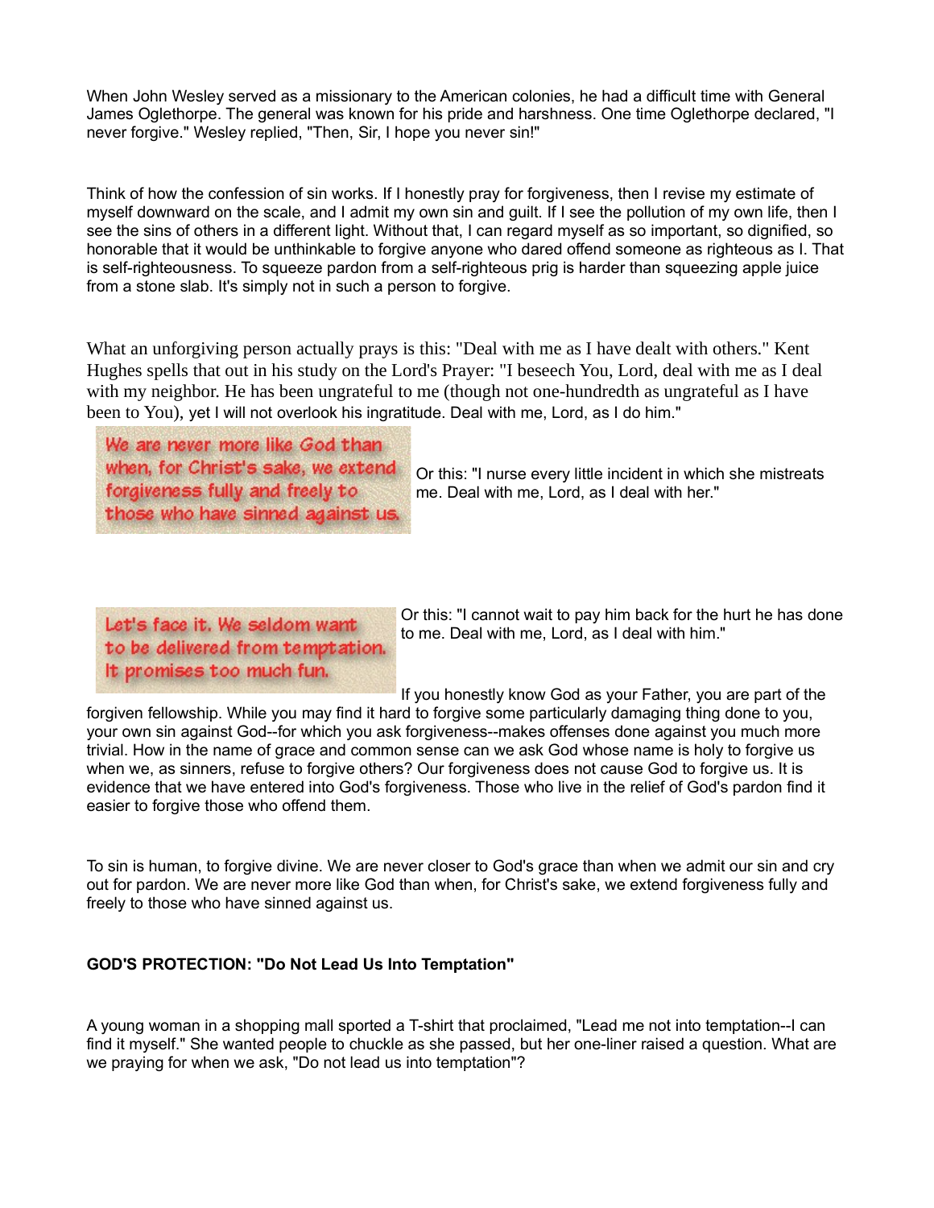When John Wesley served as a missionary to the American colonies, he had a difficult time with General James Oglethorpe. The general was known for his pride and harshness. One time Oglethorpe declared, "I never forgive." Wesley replied, "Then, Sir, I hope you never sin!"

Think of how the confession of sin works. If I honestly pray for forgiveness, then I revise my estimate of myself downward on the scale, and I admit my own sin and guilt. If I see the pollution of my own life, then I see the sins of others in a different light. Without that, I can regard myself as so important, so dignified, so honorable that it would be unthinkable to forgive anyone who dared offend someone as righteous as I. That is self-righteousness. To squeeze pardon from a self-righteous prig is harder than squeezing apple juice from a stone slab. It's simply not in such a person to forgive.

What an unforgiving person actually prays is this: "Deal with me as I have dealt with others." Kent Hughes spells that out in his study on the Lord's Prayer: "I beseech You, Lord, deal with me as I deal with my neighbor. He has been ungrateful to me (though not one-hundredth as ungrateful as I have been to You), yet I will not overlook his ingratitude. Deal with me, Lord, as I do him."

We are never more like God than when, for Christ's sake, we extend forgiveness fully and freely to those who have sinned against us.

Or this: "I nurse every little incident in which she mistreats me. Deal with me, Lord, as I deal with her."

Let's face it. We seldom want to be delivered from temptation. It promises too much fun.

Or this: "I cannot wait to pay him back for the hurt he has done to me. Deal with me, Lord, as I deal with him."

If you honestly know God as your Father, you are part of the forgiven fellowship. While you may find it hard to forgive some particularly damaging thing done to you, your own sin against God--for which you ask forgiveness--makes offenses done against you much more trivial. How in the name of grace and common sense can we ask God whose name is holy to forgive us when we, as sinners, refuse to forgive others? Our forgiveness does not cause God to forgive us. It is evidence that we have entered into God's forgiveness. Those who live in the relief of God's pardon find it easier to forgive those who offend them.

To sin is human, to forgive divine. We are never closer to God's grace than when we admit our sin and cry out for pardon. We are never more like God than when, for Christ's sake, we extend forgiveness fully and freely to those who have sinned against us.

**GOD'S PROTECTION: "Do Not Lead Us Into Temptation"**

A young woman in a shopping mall sported a T-shirt that proclaimed, "Lead me not into temptation--I can find it myself." She wanted people to chuckle as she passed, but her one-liner raised a question. What are we praying for when we ask, "Do not lead us into temptation"?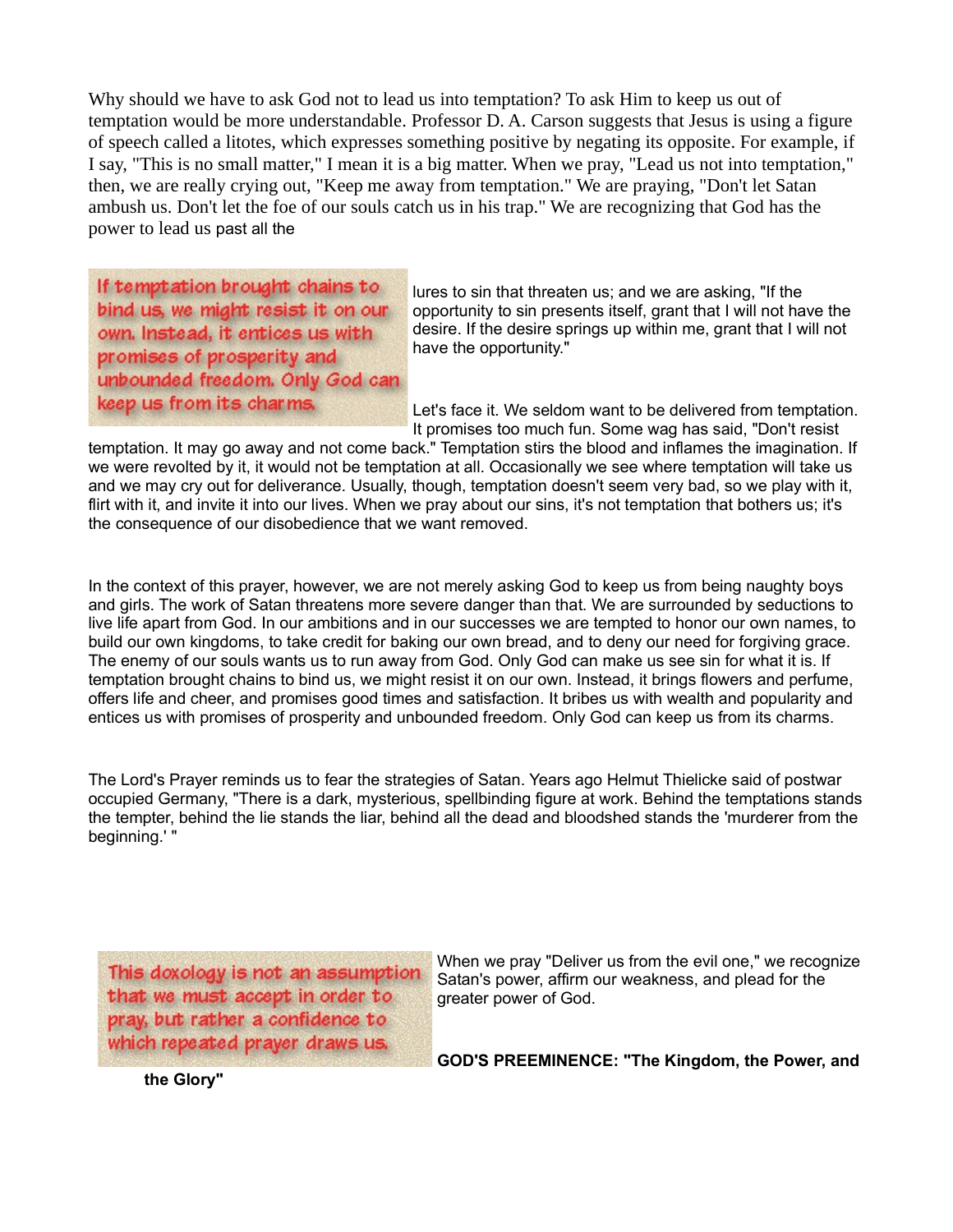Why should we have to ask God not to lead us into temptation? To ask Him to keep us out of temptation would be more understandable. Professor D. A. Carson suggests that Jesus is using a figure of speech called a litotes, which expresses something positive by negating its opposite. For example, if I say, "This is no small matter," I mean it is a big matter. When we pray, "Lead us not into temptation," then, we are really crying out, "Keep me away from temptation." We are praying, "Don't let Satan ambush us. Don't let the foe of our souls catch us in his trap." We are recognizing that God has the power to lead us past all the lures to sin that threaten us; and we are asking, "If the opportunity to sin presents itself, grant that I will not have the desire. If the desire springs up within me, grant that I will not have the opportunity."

If temptation brought chains to bind us, we might resist it on our own. Instead, it entices us with promises of prosperity and unbounded freedom. Only God can keep us from its charms.

Let's face it. We seldom want to be delivered from temptation. It promises too much fun. Some wag has said, "Don't resist temptation. It may go away and not come back." Temptation stirs the blood and inflames the imagination. If we were revolted by it, it would not be temptation at all. Occasionally we see where temptation will take us and we may cry out for deliverance. Usually, though, temptation doesn't seem very bad, so we play with it, flirt with it, and invite it into our lives. When we pray about our sins, it's not temptation that bothers us; it's the consequence of our disobedience that we want removed.

In the context of this prayer, however, we are not merely asking God to keep us from being naughty boys and girls. The work of Satan threatens more severe danger than that. We are surrounded by seductions to live life apart from God. In our ambitions and in our successes we are tempted to honor our own names, to build our own kingdoms, to take credit for baking our own bread, and to deny our need for forgiving grace. The enemy of our souls wants us to run away from God. Only God can make us see sin for what it is. If temptation brought chains to bind us, we might resist it on our own. Instead, it brings flowers and perfume, offers life and cheer, and promises good times and satisfaction. It bribes us with wealth and popularity and entices us with promises of prosperity and unbounded freedom. Only God can keep us from its charms.

The Lord's Prayer reminds us to fear the strategies of Satan. Years ago Helmut Thielicke said of postwar occupied Germany, "There is a dark, mysterious, spellbinding figure at work. Behind the temptations stands the tempter, behind the lie stands the liar, behind all the dead and bloodshed stands the 'murderer from the beginning.' "

This doxology is not an assumption that we must accept in order to pray, but rather a confidence to which repeated prayer draws us.

When we pray "Deliver us from the evil one," we recognize Satan's power, affirm our weakness, and plead for the greater power of God.

**GOD'S PREEMINENCE: "The Kingdom, the Power, and the Glory"**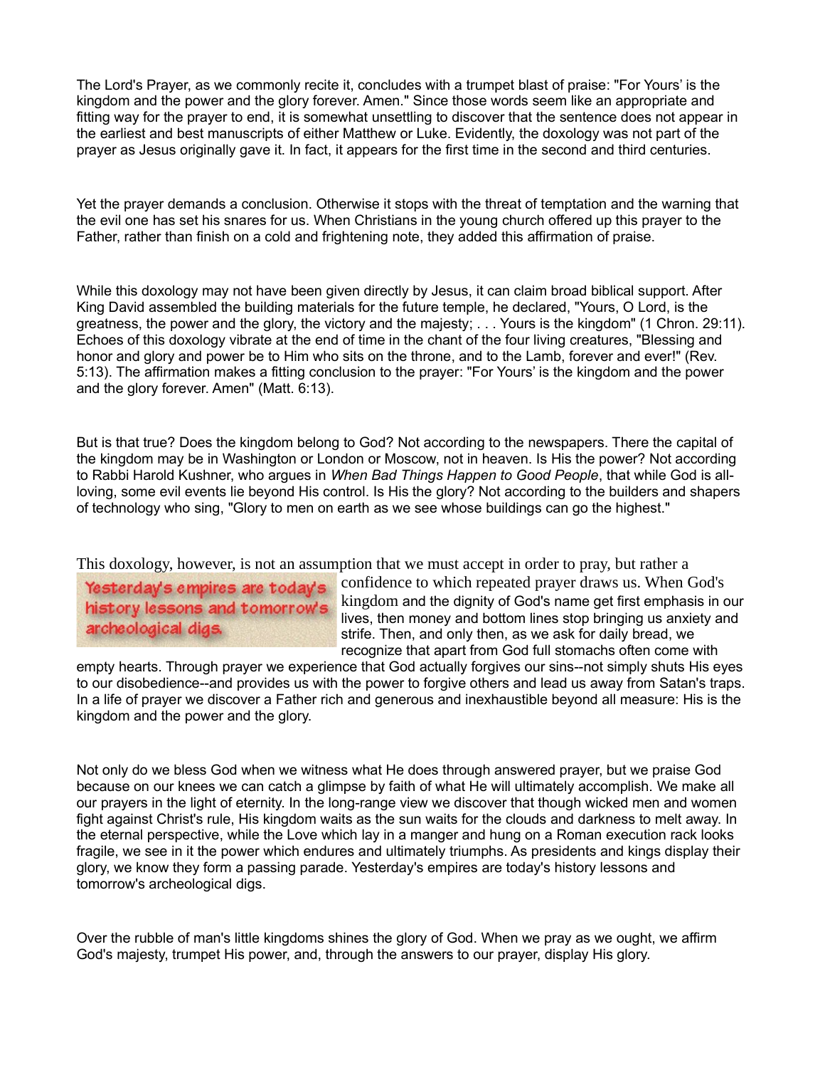The Lord's Prayer, as we commonly recite it, concludes with a trumpet blast of praise: "For Yours' is the kingdom and the power and the glory forever. Amen." Since those words seem like an appropriate and fitting way for the prayer to end, it is somewhat unsettling to discover that the sentence does not appear in the earliest and best manuscripts of either Matthew or Luke. Evidently, the doxology was not part of the prayer as Jesus originally gave it. In fact, it appears for the first time in the second and third centuries.

Yet the prayer demands a conclusion. Otherwise it stops with the threat of temptation and the warning that the evil one has set his snares for us. When Christians in the young church offered up this prayer to the Father, rather than finish on a cold and frightening note, they added this affirmation of praise.

While this doxology may not have been given directly by Jesus, it can claim broad biblical support. After King David assembled the building materials for the future temple, he declared, "Yours, O Lord, is the greatness, the power and the glory, the victory and the majesty; . . . Yours is the kingdom" (1 Chron. 29:11). Echoes of this doxology vibrate at the end of time in the chant of the four living creatures, "Blessing and honor and glory and power be to Him who sits on the throne, and to the Lamb, forever and ever!" (Rev. 5:13). The affirmation makes a fitting conclusion to the prayer: "For Yours' is the kingdom and the power and the glory forever. Amen" (Matt. 6:13).

But is that true? Does the kingdom belong to God? Not according to the newspapers. There the capital of the kingdom may be in Washington or London or Moscow, not in heaven. Is His the power? Not according to Rabbi Harold Kushner, who argues in *When Bad Things Happen to Good People*, that while God is all-loving, some evil events lie beyond His control. Is His the glory? Not according to the builders and shapers of technology who sing, "Glory to men on earth as we see whose buildings can go the highest."

This doxology, however, is not an assumption that we must accept in order to pray, but rather a confidence to which repeated prayer draws us. When God's kingdom and the dignity of God's name get first emphasis in our lives, then money and bottom lines stop bringing us anxiety and strife. Then, and only then, as we ask for daily bread, we recognize that apart from God full stomachs often come with empty hearts. Through prayer we experience that God actually forgives our sins--not simply shuts His eyes to our disobedience--and provides us with the power to forgive others and lead us away from Satan's traps. In a life of prayer we discover a Father rich and generous and inexhaustible beyond all measure: His is the kingdom and the power and the glory.

Not only do we bless God when we witness what He does through answered prayer, but we praise God because on our knees we can catch a glimpse by faith of what He will ultimately accomplish. We make all our prayers in the light of eternity. In the long-range view we discover that though wicked men and women fight against Christ's rule, His kingdom waits as the sun waits for the clouds and darkness to melt away. In the eternal perspective, while the Love which lay in a manger and hung on a Roman execution rack looks fragile, we see in it the power which endures and ultimately triumphs. As presidents and kings display their glory, we know they form a passing parade. Yesterday's empires are today's history lessons and tomorrow's archeological digs.

Over the rubble of man's little kingdoms shines the glory of God. When we pray as we ought, we affirm God's majesty, trumpet His power, and, through the answers to our prayer, display His glory.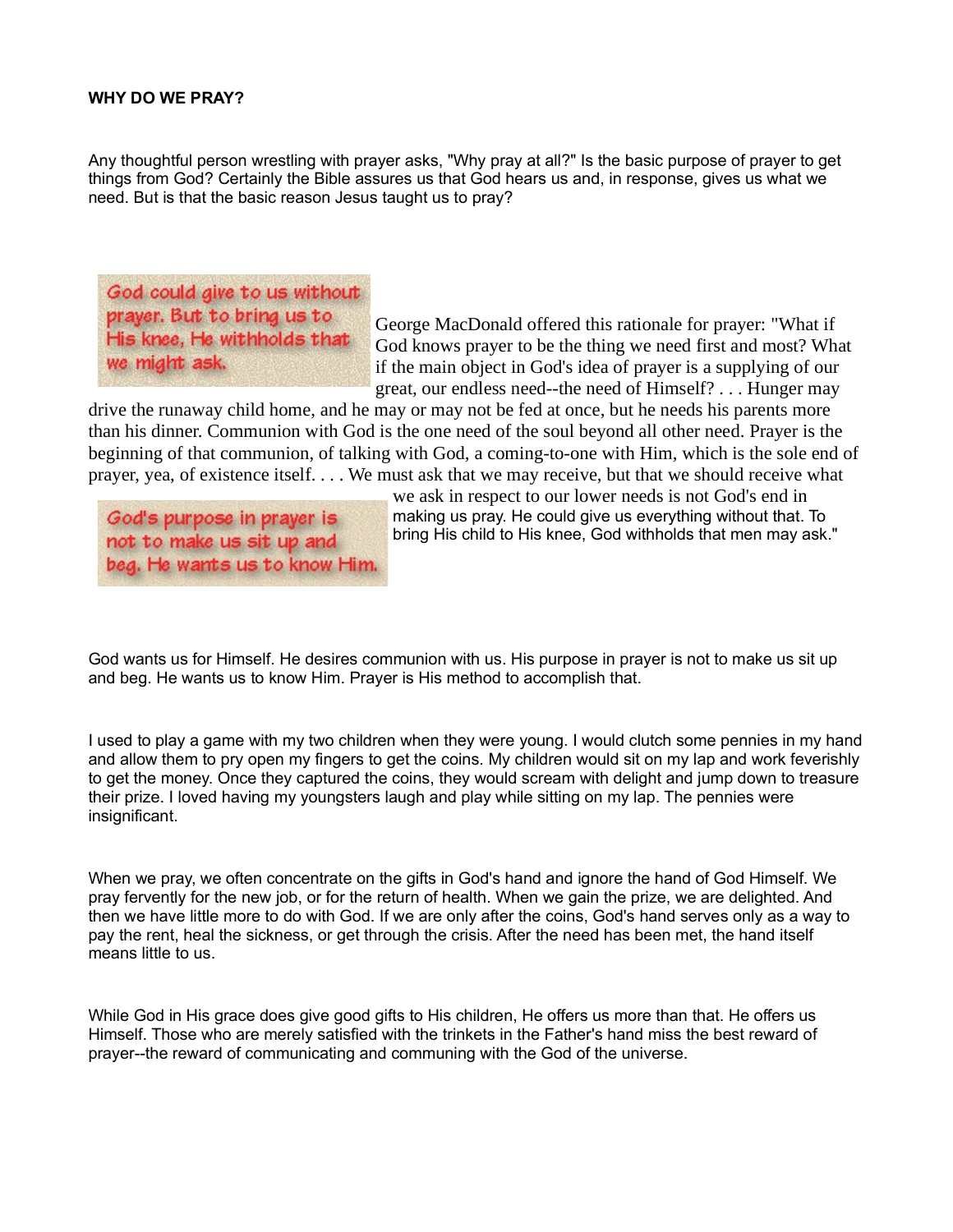**WHY DO WE PRAY?**

Any thoughtful person wrestling with prayer asks, "Why pray at all?" Is the basic purpose of prayer to get things from God? Certainly the Bible assures us that God hears us and, in response, gives us what we need. But is that the basic reason Jesus taught us to pray?

> God could give to us without prayer. But to bring us to His knee, He withholds that we might ask.

George MacDonald offered this rationale for prayer: "What if God knows prayer to be the thing we need first and most? What if the main object in God's idea of prayer is a supplying of our great, our endless need--the need of Himself? . . . Hunger may drive the runaway child home, and he may or may not be fed at once, but he needs his parents more than his dinner. Communion with God is the one need of the soul beyond all other need. Prayer is the beginning of that communion, of talking with God, a coming-to-one with Him, which is the sole end of prayer, yea, of existence itself. . . . We must ask that we may receive, but that we should receive what we ask in respect to our lower needs is not God's end in making us pray. He could give us everything without that. To bring His child to His knee, God withholds that men may ask."

> God's purpose in prayer is not to make us sit up and beg. He wants us to know Him.

God wants us for Himself. He desires communion with us. His purpose in prayer is not to make us sit up and beg. He wants us to know Him. Prayer is His method to accomplish that.

I used to play a game with my two children when they were young. I would clutch some pennies in my hand and allow them to pry open my fingers to get the coins. My children would sit on my lap and work feverishly to get the money. Once they captured the coins, they would scream with delight and jump down to treasure their prize. I loved having my youngsters laugh and play while sitting on my lap. The pennies were insignificant.

When we pray, we often concentrate on the gifts in God's hand and ignore the hand of God Himself. We pray fervently for the new job, or for the return of health. When we gain the prize, we are delighted. And then we have little more to do with God. If we are only after the coins, God's hand serves only as a way to pay the rent, heal the sickness, or get through the crisis. After the need has been met, the hand itself means little to us.

While God in His grace does give good gifts to His children, He offers us more than that. He offers us Himself. Those who are merely satisfied with the trinkets in the Father's hand miss the best reward of prayer--the reward of communicating and communing with the God of the universe.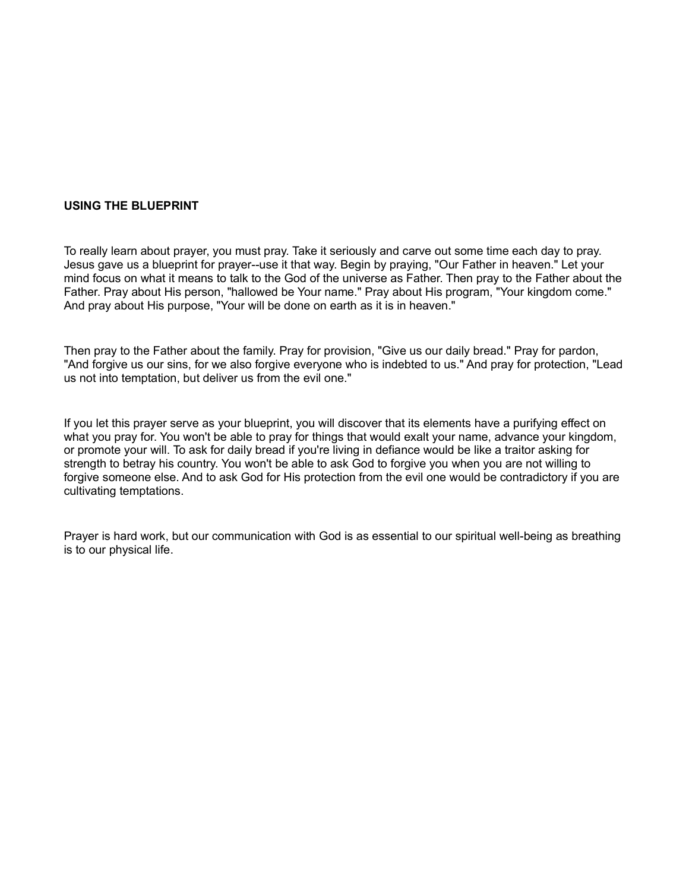**USING THE BLUEPRINT**

To really learn about prayer, you must pray. Take it seriously and carve out some time each day to pray. Jesus gave us a blueprint for prayer--use it that way. Begin by praying, "Our Father in heaven." Let your mind focus on what it means to talk to the God of the universe as Father. Then pray to the Father about the Father. Pray about His person, "hallowed be Your name." Pray about His program, "Your kingdom come." And pray about His purpose, "Your will be done on earth as it is in heaven."

Then pray to the Father about the family. Pray for provision, "Give us our daily bread." Pray for pardon, "And forgive us our sins, for we also forgive everyone who is indebted to us." And pray for protection, "Lead us not into temptation, but deliver us from the evil one."

If you let this prayer serve as your blueprint, you will discover that its elements have a purifying effect on what you pray for. You won't be able to pray for things that would exalt your name, advance your kingdom, or promote your will. To ask for daily bread if you're living in defiance would be like a traitor asking for strength to betray his country. You won't be able to ask God to forgive you when you are not willing to forgive someone else. And to ask God for His protection from the evil one would be contradictory if you are cultivating temptations.

Prayer is hard work, but our communication with God is as essential to our spiritual well-being as breathing is to our physical life.